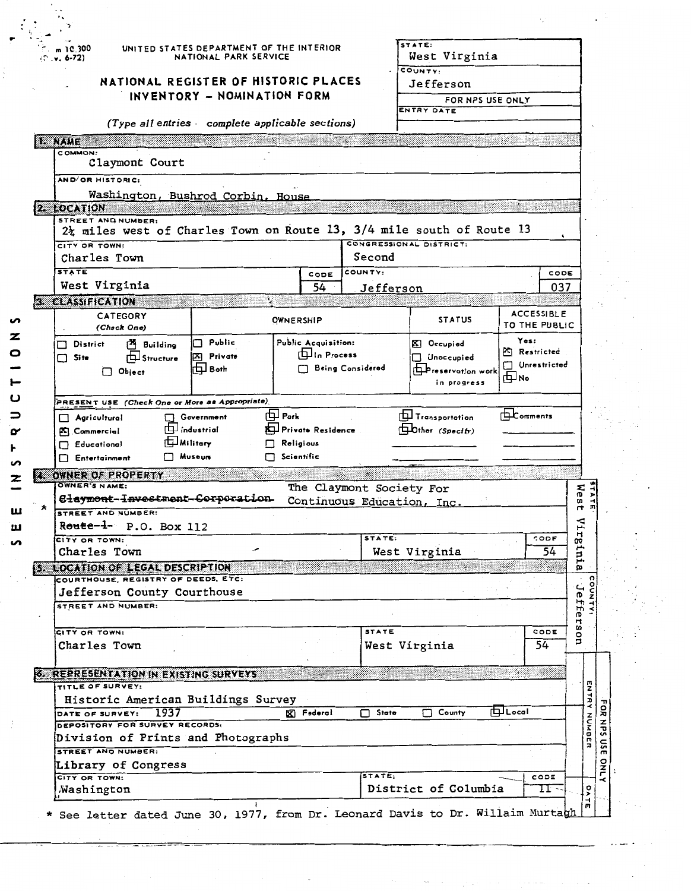Form 10-300 (Rev. 6-72)

UNITED STATES DEPARTMENT OF THE INTERIOR
NATIONAL PARK SERVICE

# NATIONAL REGISTER OF HISTORIC PLACES INVENTORY - NOMINATION FORM

*(Type all entries - complete applicable sections)*

| STATE: | West Virginia |
|---|---|
| COUNTY: | Jefferson |
| FOR NPS USE ONLY | |
| ENTRY DATE | |

SEE INSTRUCTIONS

## 1. NAME

COMMON:
Claymont Court

AND/OR HISTORIC:
Washington, Bushrod Corbin, House

## 2. LOCATION

STREET AND NUMBER:
2¼ miles west of Charles Town on Route 13, 3/4 mile south of Route 13

| CITY OR TOWN: | CONGRESSIONAL DISTRICT: | | |
|---|---|---|---|
| Charles Town | Second | | |
| **STATE** | **CODE** | **COUNTY:** | **CODE** |
| West Virginia | 54 | Jefferson | 037 |

## 3. CLASSIFICATION

| CATEGORY (Check One) | OWNERSHIP | | STATUS | ACCESSIBLE TO THE PUBLIC |
|---|---|---|---|---|
| ☐ District ☒ Building | ☐ Public | Public Acquisition: | ☒ Occupied | Yes: |
| ☐ Site ☐ Structure | ☒ Private | ☐ In Process | ☐ Unoccupied | ☒ Restricted |
| ☐ Object | ☐ Both | ☐ Being Considered | ☐ Preservation work in progress | ☐ Unrestricted |
| | | | | ☐ No |

PRESENT USE *(Check One or More as Appropriate)*

| | | | | |
|---|---|---|---|---|
| ☐ Agricultural | ☐ Government | ☐ Park | ☐ Transportation | ☐ Comments |
| ☒ Commercial | ☐ Industrial | ☒ Private Residence | ☐ Other (Specify) | |
| ☐ Educational | ☐ Military | ☐ Religious | | |
| ☐ Entertainment | ☐ Museum | ☐ Scientific | | |

## 4. OWNER OF PROPERTY

OWNER'S NAME:
~~Claymont Investment Corporation~~ The Claymont Society For Continuous Education, Inc. *

STREET AND NUMBER:
~~Route 1~~ P.O. Box 112

| CITY OR TOWN: | STATE: | CODE |
|---|---|---|
| Charles Town | West Virginia | 54 |

STATE: West Virginia

## 5. LOCATION OF LEGAL DESCRIPTION

COURTHOUSE, REGISTRY OF DEEDS, ETC:
Jefferson County Courthouse

STREET AND NUMBER:

| CITY OR TOWN: | STATE | CODE |
|---|---|---|
| Charles Town | West Virginia | 54 |

COUNTY: Jefferson

## 6. REPRESENTATION IN EXISTING SURVEYS

TITLE OF SURVEY:
Historic American Buildings Survey

DATE OF SURVEY: 1937 ☒ Federal ☐ State ☐ County ☐ Local

DEPOSITORY FOR SURVEY RECORDS:
Division of Prints and Photographs

STREET AND NUMBER:
Library of Congress

| CITY OR TOWN: | STATE: | CODE |
|---|---|---|
| Washington | District of Columbia | 11 |

FOR NPS USE ONLY — ENTRY NUMBER — DATE

\* See letter dated June 30, 1977, from Dr. Leonard Davis to Dr. Willaim Murtagh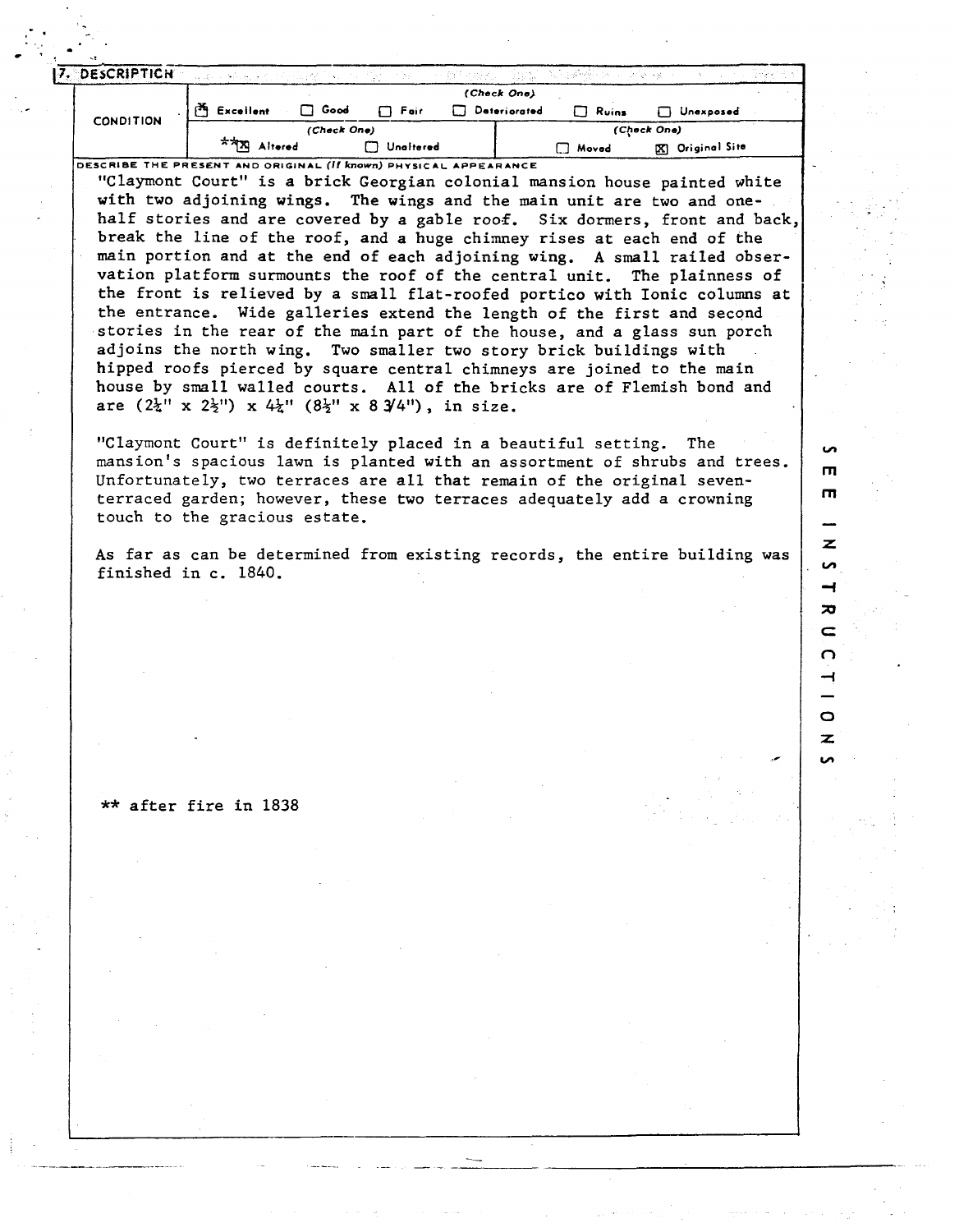## 7. DESCRIPTION

| CONDITION | (Check One) | | | | | |
|---|---|---|---|---|---|---|
| | [X] Excellent | [ ] Good | [ ] Fair | [ ] Deteriorated | [ ] Ruins | [ ] Unexposed |
| | (Check One) | | | (Check One) | | |
| | **[X] Altered | [ ] Unaltered | | [ ] Moved | [X] Original Site | |

DESCRIBE THE PRESENT AND ORIGINAL *(If known)* PHYSICAL APPEARANCE

"Claymont Court" is a brick Georgian colonial mansion house painted white with two adjoining wings. The wings and the main unit are two and one-half stories and are covered by a gable roof. Six dormers, front and back, break the line of the roof, and a huge chimney rises at each end of the main portion and at the end of each adjoining wing. A small railed observation platform surmounts the roof of the central unit. The plainness of the front is relieved by a small flat-roofed portico with Ionic columns at the entrance. Wide galleries extend the length of the first and second stories in the rear of the main part of the house, and a glass sun porch adjoins the north wing. Two smaller two story brick buildings with hipped roofs pierced by square central chimneys are joined to the main house by small walled courts. All of the bricks are of Flemish bond and are (2¼" x 2½") x 4¼" (8½" x 8 3/4"), in size.

"Claymont Court" is definitely placed in a beautiful setting. The mansion's spacious lawn is planted with an assortment of shrubs and trees. Unfortunately, two terraces are all that remain of the original seven-terraced garden; however, these two terraces adequately add a crowning touch to the gracious estate.

As far as can be determined from existing records, the entire building was finished in c. 1840.

** after fire in 1838

SEE INSTRUCTIONS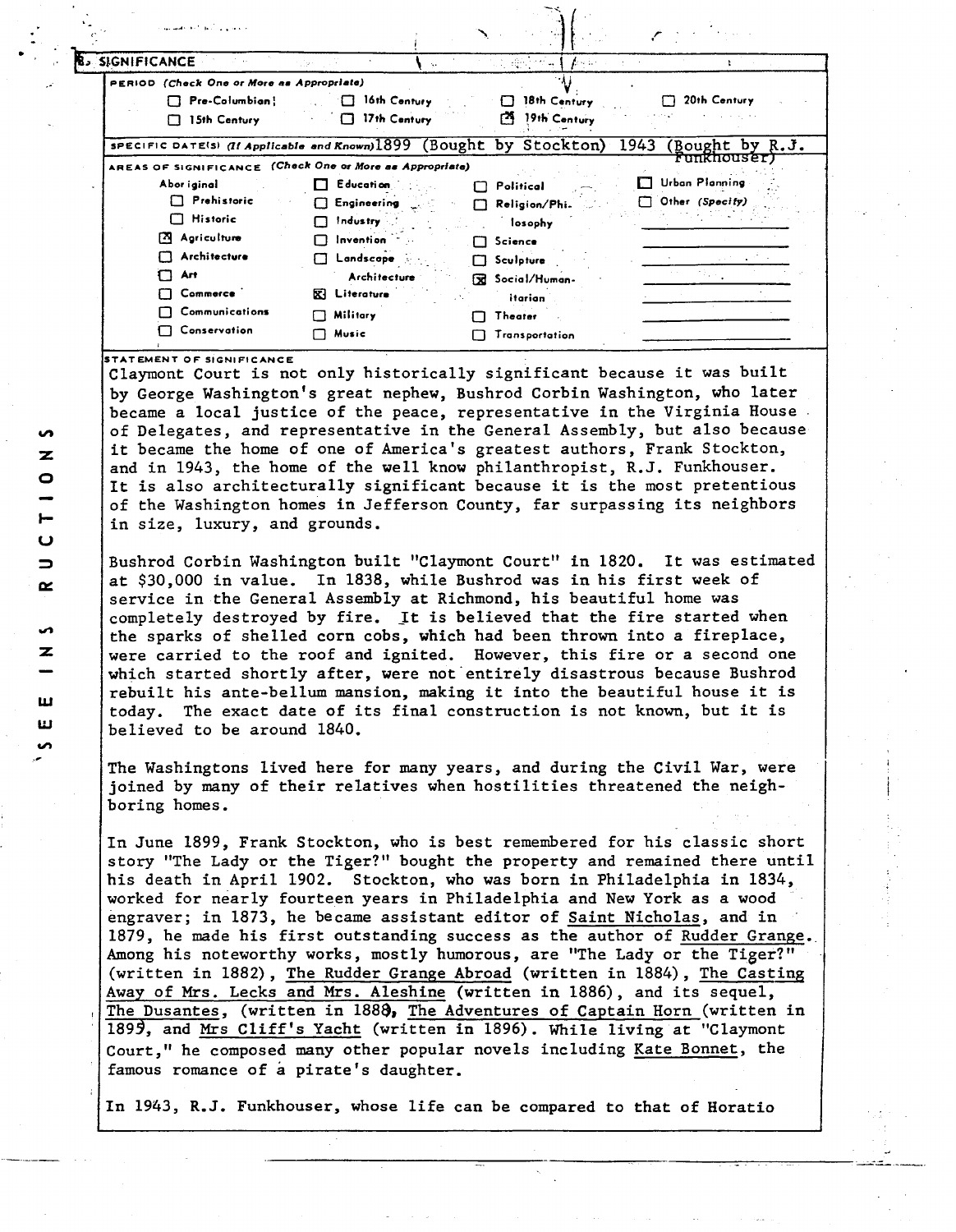## 8. SIGNIFICANCE

**PERIOD** *(Check One or More as Appropriate)*

- [ ] Pre-Columbian
- [ ] 15th Century
- [ ] 16th Century
- [ ] 17th Century
- [ ] 18th Century
- [x] 19th Century
- [ ] 20th Century

**SPECIFIC DATE(S)** *(If Applicable and Known)* 1899 (Bought by Stockton) 1943 (Bought by R.J. Funkhouser)

**AREAS OF SIGNIFICANCE** *(Check One or More as Appropriate)*

- Aboriginal
  - [ ] Prehistoric
  - [ ] Historic
- [x] Agriculture
- [ ] Architecture
- [ ] Art
- [ ] Commerce
- [ ] Communications
- [ ] Conservation
- [ ] Education
- [ ] Engineering
- [ ] Industry
- [ ] Invention
- [ ] Landscape Architecture
- [x] Literature
- [ ] Military
- [ ] Music
- [ ] Political
- [ ] Religion/Philosophy
- [ ] Science
- [ ] Sculpture
- [x] Social/Humanitarian
- [ ] Theater
- [ ] Transportation
- [ ] Urban Planning
- [ ] Other *(Specify)*

**STATEMENT OF SIGNIFICANCE**

Claymont Court is not only historically significant because it was built by George Washington's great nephew, Bushrod Corbin Washington, who later became a local justice of the peace, representative in the Virginia House of Delegates, and representative in the General Assembly, but also because it became the home of one of America's greatest authors, Frank Stockton, and in 1943, the home of the well know philanthropist, R.J. Funkhouser. It is also architecturally significant because it is the most pretentious of the Washington homes in Jefferson County, far surpassing its neighbors in size, luxury, and grounds.

Bushrod Corbin Washington built "Claymont Court" in 1820. It was estimated at $30,000 in value. In 1838, while Bushrod was in his first week of service in the General Assembly at Richmond, his beautiful home was completely destroyed by fire. It is believed that the fire started when the sparks of shelled corn cobs, which had been thrown into a fireplace, were carried to the roof and ignited. However, this fire or a second one which started shortly after, were not entirely disastrous because Bushrod rebuilt his ante-bellum mansion, making it into the beautiful house it is today. The exact date of its final construction is not known, but it is believed to be around 1840.

The Washingtons lived here for many years, and during the Civil War, were joined by many of their relatives when hostilities threatened the neighboring homes.

In June 1899, Frank Stockton, who is best remembered for his classic short story "The Lady or the Tiger?" bought the property and remained there until his death in April 1902. Stockton, who was born in Philadelphia in 1834, worked for nearly fourteen years in Philadelphia and New York as a wood engraver; in 1873, he became assistant editor of Saint Nicholas, and in 1879, he made his first outstanding success as the author of Rudder Grange. Among his noteworthy works, mostly humorous, are "The Lady or the Tiger?" (written in 1882), The Rudder Grange Abroad (written in 1884), The Casting Away of Mrs. Lecks and Mrs. Aleshine (written in 1886), and its sequel, The Dusantes, (written in 1888), The Adventures of Captain Horn (written in 1895), and Mrs Cliff's Yacht (written in 1896). While living at "Claymont Court," he composed many other popular novels including Kate Bonnet, the famous romance of a pirate's daughter.

In 1943, R.J. Funkhouser, whose life can be compared to that of Horatio

SEE INSTRUCTIONS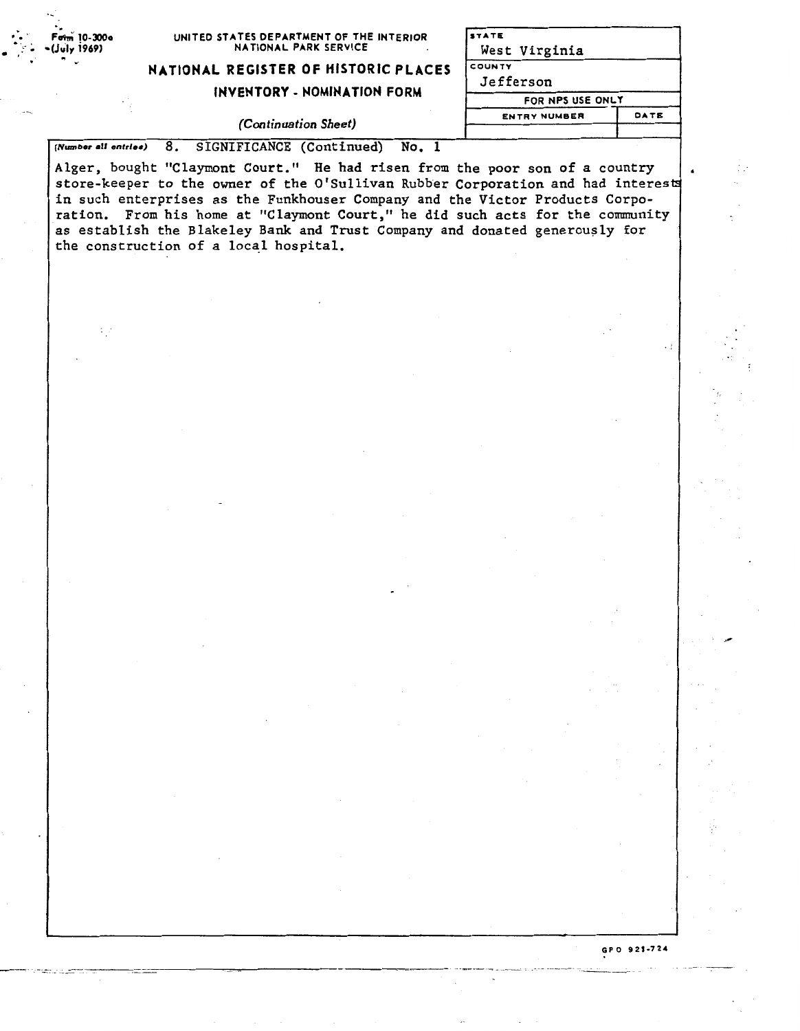UNITED STATES DEPARTMENT OF THE INTERIOR
NATIONAL PARK SERVICE

## NATIONAL REGISTER OF HISTORIC PLACES
## INVENTORY - NOMINATION FORM

*(Continuation Sheet)*

| STATE | |
|---|---|
| West Virginia | |
| COUNTY | |
| Jefferson | |
| FOR NPS USE ONLY | |
| ENTRY NUMBER | DATE |
| | |

*(Number all entries)* 8. SIGNIFICANCE (Continued) No. 1

Alger, bought "Claymont Court." He had risen from the poor son of a country store-keeper to the owner of the O'Sullivan Rubber Corporation and had interests in such enterprises as the Funkhouser Company and the Victor Products Corporation. From his home at "Claymont Court," he did such acts for the community as establish the Blakeley Bank and Trust Company and donated generously for the construction of a local hospital.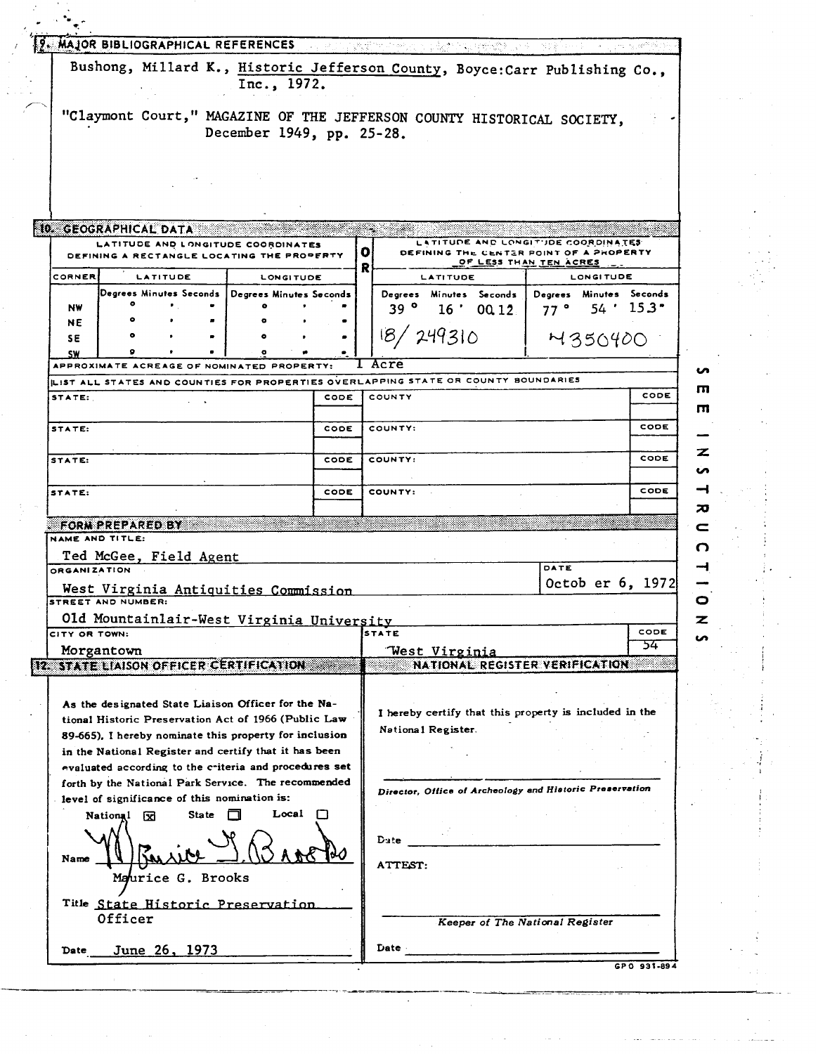## 9. MAJOR BIBLIOGRAPHICAL REFERENCES

Bushong, Millard K., Historic Jefferson County, Boyce:Carr Publishing Co., Inc., 1972.

"Claymont Court," MAGAZINE OF THE JEFFERSON COUNTY HISTORICAL SOCIETY, December 1949, pp. 25-28.

## 10. GEOGRAPHICAL DATA

| LATITUDE AND LONGITUDE COORDINATES DEFINING A RECTANGLE LOCATING THE PROPERTY | | | OR | LATITUDE AND LONGITUDE COORDINATES DEFINING THE CENTER POINT OF A PROPERTY OF LESS THAN TEN ACRES | |
|---|---|---|---|---|---|
| CORNER | LATITUDE | LONGITUDE | | LATITUDE | LONGITUDE |
| | Degrees Minutes Seconds | Degrees Minutes Seconds | | Degrees Minutes Seconds | Degrees Minutes Seconds |
| NW | ° ' " | ° ' " | | 39 ° 16 ' 00.12 | 77 ° 54 ' 15.3" |
| NE | ° ' " | ° ' " | | 18/ 249310 | 4350400 |
| SE | ° ' " | ° ' " | | | |
| SW | ° ' " | ° ' " | | | |

APPROXIMATE ACREAGE OF NOMINATED PROPERTY: 1 Acre

LIST ALL STATES AND COUNTIES FOR PROPERTIES OVERLAPPING STATE OR COUNTY BOUNDARIES

| STATE: | CODE | COUNTY | CODE |
|---|---|---|---|
| STATE: | CODE | COUNTY: | CODE |
| STATE: | CODE | COUNTY: | CODE |
| STATE: | CODE | COUNTY: | CODE |

## 11. FORM PREPARED BY

NAME AND TITLE:
Ted McGee, Field Agent

ORGANIZATION: West Virginia Antiquities Commission

DATE: October 6, 1972

STREET AND NUMBER: Old Mountainlair-West Virginia University

CITY OR TOWN: Morgantown

STATE: West Virginia

CODE: 54

## 12. STATE LIAISON OFFICER CERTIFICATION

As the designated State Liaison Officer for the National Historic Preservation Act of 1966 (Public Law 89-665), I hereby nominate this property for inclusion in the National Register and certify that it has been evaluated according to the criteria and procedures set forth by the National Park Service. The recommended level of significance of this nomination is:

National ☒ State ☐ Local ☐

Name: Maurice G. Brooks

Title: State Historic Preservation Officer

Date: June 26, 1973

## NATIONAL REGISTER VERIFICATION

I hereby certify that this property is included in the National Register.

Director, Office of Archeology and Historic Preservation

Date

ATTEST:

Keeper of The National Register

Date

SEE INSTRUCTIONS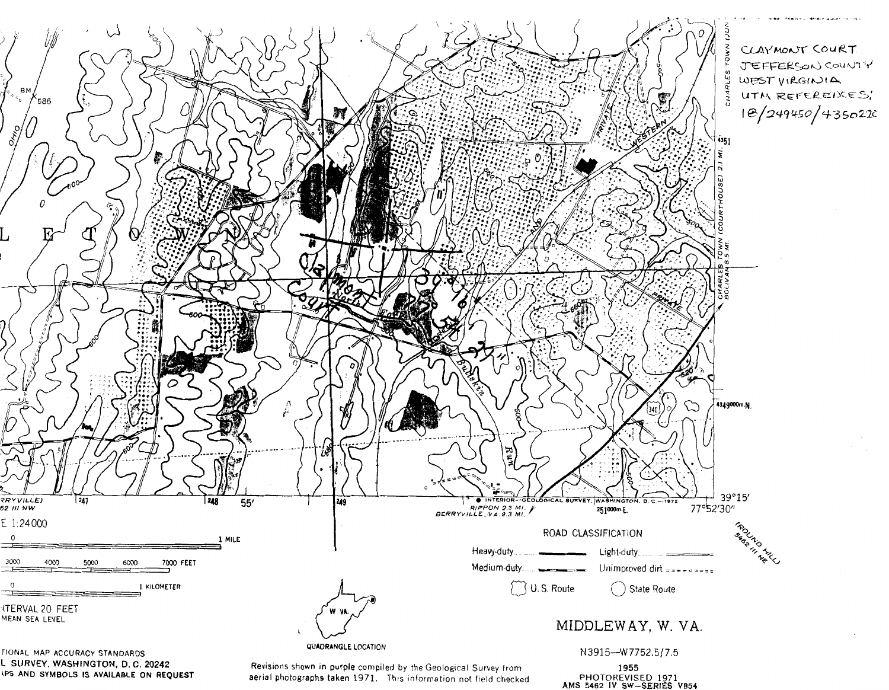CLAYMONT COURT
JEFFERSON COUNTY
WEST VIRGINIA
UTM REFERENCES:
18/249450/4350220

Claymont Court

MIDDLEWAY, W. VA.

N3915—W7752.5/7.5

1955
PHOTOREVISED 1971
AMS 5462 IV SW—SERIES V854

Revisions shown in purple compiled by the Geological Survey from aerial photographs taken 1971. This information not field checked

ROAD CLASSIFICATION

Heavy-duty — Light-duty

Medium-duty — Unimproved dirt

U. S. Route — State Route

QUADRANGLE LOCATION

W. VA.

CHARLES TOWN (COURTHOUSE) 2.1 MI.
BOLIVAR 8.5 MI.

RIPPON 2.3 MI.
BERRYVILLE, VA. 9.3 MI.

INTERIOR—GEOLOGICAL SURVEY, WASHINGTON, D. C.—1972

(ROUND HILL)
5462 III NE

39°15'
77°52'30"

E 1:24 000

1 MILE

3000 4000 5000 6000 7000 FEET

1 KILOMETER

INTERVAL 20 FEET
MEAN SEA LEVEL

TIONAL MAP ACCURACY STANDARDS
L SURVEY, WASHINGTON, D. C. 20242
APS AND SYMBOLS IS AVAILABLE ON REQUEST